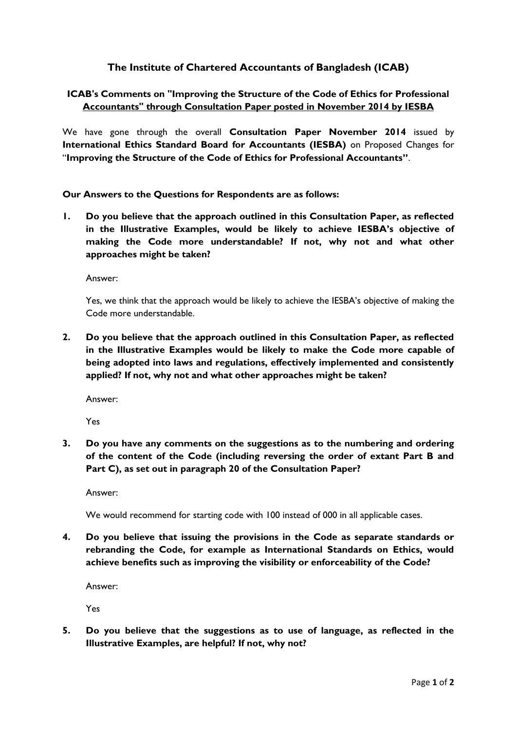# The Institute of Chartered Accountants of Bangladesh (ICAB)

## ICAB's Comments on "Improving the Structure of the Code of Ethics for Professional Accountants" through Consultation Paper posted in November 2014 by IESBA

We have gone through the overall **Consultation Paper November 2014** issued by **International Ethics Standard Board for Accountants (IESBA)** on Proposed Changes for "**Improving the Structure of the Code of Ethics for Professional Accountants"**.

**Our Answers to the Questions for Respondents are as follows:**

1. **Do you believe that the approach outlined in this Consultation Paper, as reflected in the Illustrative Examples, would be likely to achieve IESBA's objective of making the Code more understandable? If not, why not and what other approaches might be taken?**

   Answer:

   Yes, we think that the approach would be likely to achieve the IESBA's objective of making the Code more understandable.

2. **Do you believe that the approach outlined in this Consultation Paper, as reflected in the Illustrative Examples would be likely to make the Code more capable of being adopted into laws and regulations, effectively implemented and consistently applied? If not, why not and what other approaches might be taken?**

   Answer:

   Yes

3. **Do you have any comments on the suggestions as to the numbering and ordering of the content of the Code (including reversing the order of extant Part B and Part C), as set out in paragraph 20 of the Consultation Paper?**

   Answer:

   We would recommend for starting code with 100 instead of 000 in all applicable cases.

4. **Do you believe that issuing the provisions in the Code as separate standards or rebranding the Code, for example as International Standards on Ethics, would achieve benefits such as improving the visibility or enforceability of the Code?**

   Answer:

   Yes

5. **Do you believe that the suggestions as to use of language, as reflected in the Illustrative Examples, are helpful? If not, why not?**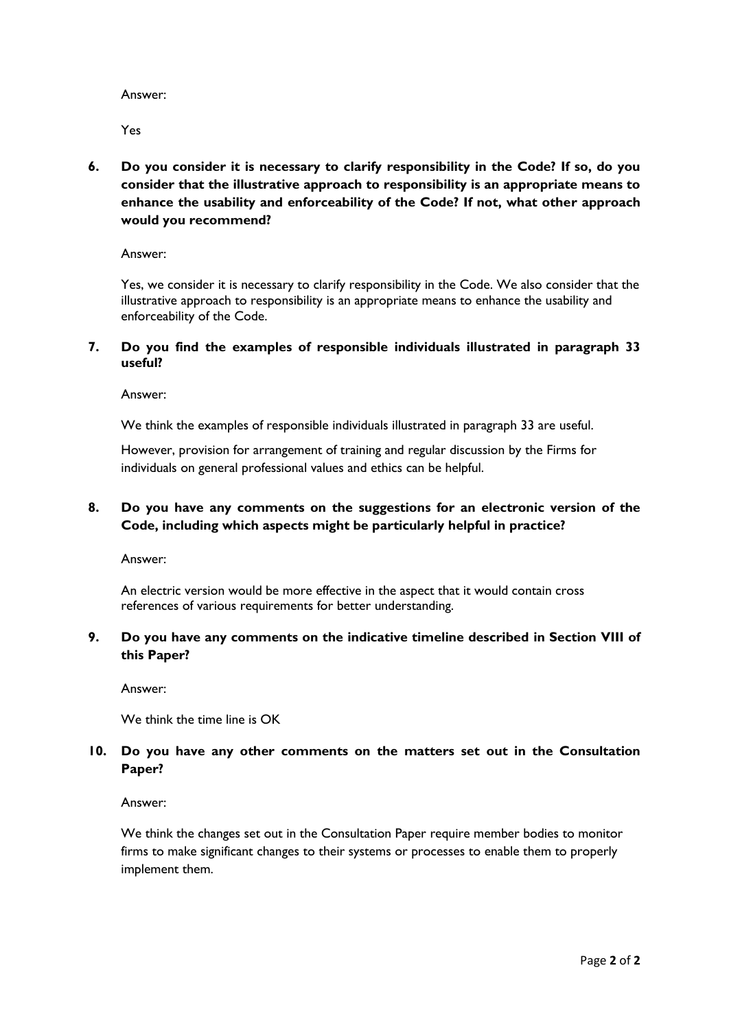Answer:

Yes

**6. Do you consider it is necessary to clarify responsibility in the Code? If so, do you consider that the illustrative approach to responsibility is an appropriate means to enhance the usability and enforceability of the Code? If not, what other approach would you recommend?**

Answer:

Yes, we consider it is necessary to clarify responsibility in the Code. We also consider that the illustrative approach to responsibility is an appropriate means to enhance the usability and enforceability of the Code.

**7. Do you find the examples of responsible individuals illustrated in paragraph 33 useful?**

Answer:

We think the examples of responsible individuals illustrated in paragraph 33 are useful.

However, provision for arrangement of training and regular discussion by the Firms for individuals on general professional values and ethics can be helpful.

**8. Do you have any comments on the suggestions for an electronic version of the Code, including which aspects might be particularly helpful in practice?**

Answer:

An electric version would be more effective in the aspect that it would contain cross references of various requirements for better understanding.

**9. Do you have any comments on the indicative timeline described in Section VIII of this Paper?**

Answer:

We think the time line is OK

**10. Do you have any other comments on the matters set out in the Consultation Paper?**

Answer:

We think the changes set out in the Consultation Paper require member bodies to monitor firms to make significant changes to their systems or processes to enable them to properly implement them.